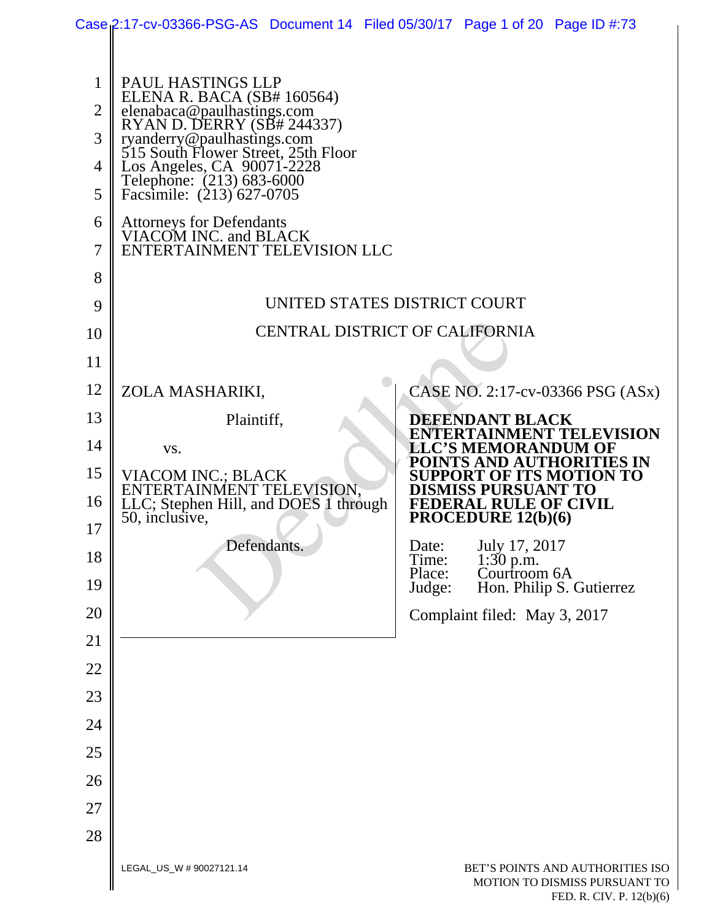PAUL HASTINGS LLP
ELENA R. BACA (SB# 160564)
elenabaca@paulhastings.com
RYAN D. DERRY (SB# 244337)
ryanderry@paulhastings.com
515 South Flower Street, 25th Floor
Los Angeles, CA 90071-2228
Telephone: (213) 683-6000
Facsimile: (213) 627-0705

Attorneys for Defendants
VIACOM INC. and BLACK
ENTERTAINMENT TELEVISION LLC

UNITED STATES DISTRICT COURT

CENTRAL DISTRICT OF CALIFORNIA

ZOLA MASHARIKI,

Plaintiff,

vs.

VIACOM INC.; BLACK ENTERTAINMENT TELEVISION, LLC; Stephen Hill, and DOES 1 through 50, inclusive,

Defendants.

CASE NO. 2:17-cv-03366 PSG (ASx)

**DEFENDANT BLACK ENTERTAINMENT TELEVISION LLC'S MEMORANDUM OF POINTS AND AUTHORITIES IN SUPPORT OF ITS MOTION TO DISMISS PURSUANT TO FEDERAL RULE OF CIVIL PROCEDURE 12(b)(6)**

Date: July 17, 2017
Time: 1:30 p.m.
Place: Courtroom 6A
Judge: Hon. Philip S. Gutierrez

Complaint filed: May 3, 2017

LEGAL_US_W # 90027121.14

BET'S POINTS AND AUTHORITIES ISO MOTION TO DISMISS PURSUANT TO FED. R. CIV. P. 12(b)(6)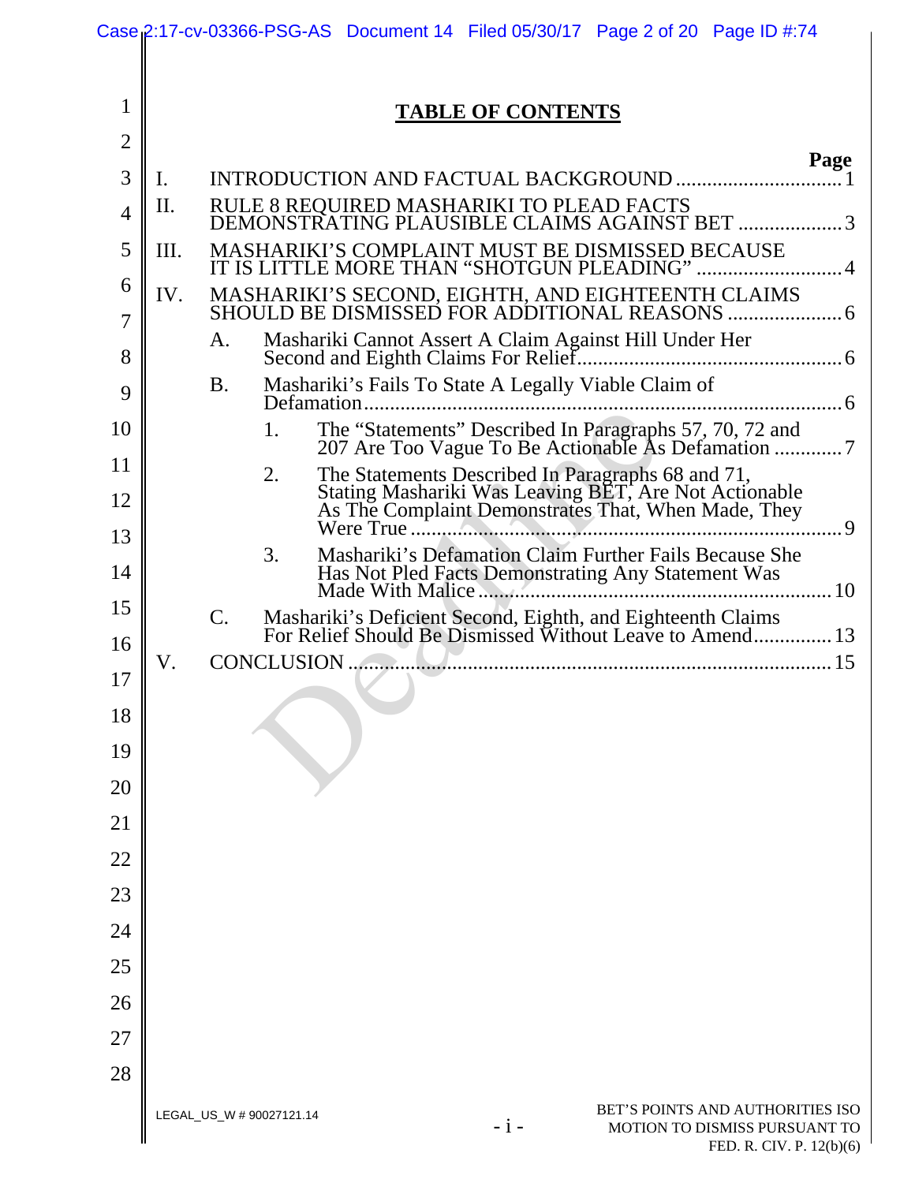# TABLE OF CONTENTS

| | | Page |
|---|---|---|
| I. | INTRODUCTION AND FACTUAL BACKGROUND | 1 |
| II. | RULE 8 REQUIRED MASHARIKI TO PLEAD FACTS DEMONSTRATING PLAUSIBLE CLAIMS AGAINST BET | 3 |
| III. | MASHARIKI'S COMPLAINT MUST BE DISMISSED BECAUSE IT IS LITTLE MORE THAN "SHOTGUN PLEADING" | 4 |
| IV. | MASHARIKI'S SECOND, EIGHTH, AND EIGHTEENTH CLAIMS SHOULD BE DISMISSED FOR ADDITIONAL REASONS | 6 |
| | A. Mashariki Cannot Assert A Claim Against Hill Under Her Second and Eighth Claims For Relief | 6 |
| | B. Mashariki's Fails To State A Legally Viable Claim of Defamation | 6 |
| | 1. The "Statements" Described In Paragraphs 57, 70, 72 and 207 Are Too Vague To Be Actionable As Defamation | 7 |
| | 2. The Statements Described In Paragraphs 68 and 71, Stating Mashariki Was Leaving BET, Are Not Actionable As The Complaint Demonstrates That, When Made, They Were True | 9 |
| | 3. Mashariki's Defamation Claim Further Fails Because She Has Not Pled Facts Demonstrating Any Statement Was Made With Malice | 10 |
| | C. Mashariki's Deficient Second, Eighth, and Eighteenth Claims For Relief Should Be Dismissed Without Leave to Amend | 13 |
| V. | CONCLUSION | 15 |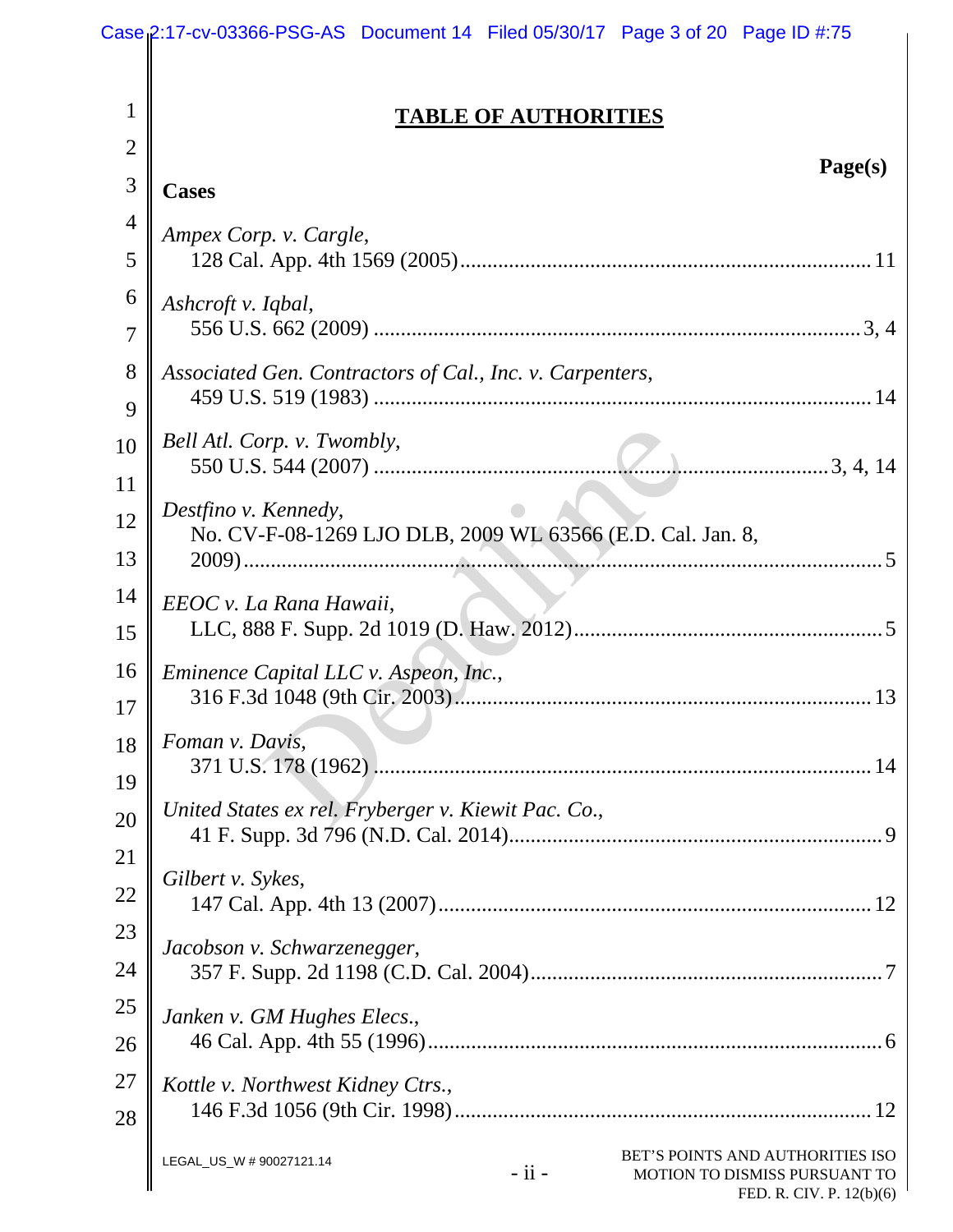## TABLE OF AUTHORITIES

**Page(s)**

**Cases**

*Ampex Corp. v. Cargle*,
128 Cal. App. 4th 1569 (2005) .......... 11

*Ashcroft v. Iqbal*,
556 U.S. 662 (2009) .......... 3, 4

*Associated Gen. Contractors of Cal., Inc. v. Carpenters*,
459 U.S. 519 (1983) .......... 14

*Bell Atl. Corp. v. Twombly*,
550 U.S. 544 (2007) .......... 3, 4, 14

*Destfino v. Kennedy*,
No. CV-F-08-1269 LJO DLB, 2009 WL 63566 (E.D. Cal. Jan. 8, 2009) .......... 5

*EEOC v. La Rana Hawaii*,
LLC, 888 F. Supp. 2d 1019 (D. Haw. 2012) .......... 5

*Eminence Capital LLC v. Aspeon, Inc.*,
316 F.3d 1048 (9th Cir. 2003) .......... 13

*Foman v. Davis*,
371 U.S. 178 (1962) .......... 14

*United States ex rel. Fryberger v. Kiewit Pac. Co.*,
41 F. Supp. 3d 796 (N.D. Cal. 2014) .......... 9

*Gilbert v. Sykes*,
147 Cal. App. 4th 13 (2007) .......... 12

*Jacobson v. Schwarzenegger*,
357 F. Supp. 2d 1198 (C.D. Cal. 2004) .......... 7

*Janken v. GM Hughes Elecs.*,
46 Cal. App. 4th 55 (1996) .......... 6

*Kottle v. Northwest Kidney Ctrs.*,
146 F.3d 1056 (9th Cir. 1998) .......... 12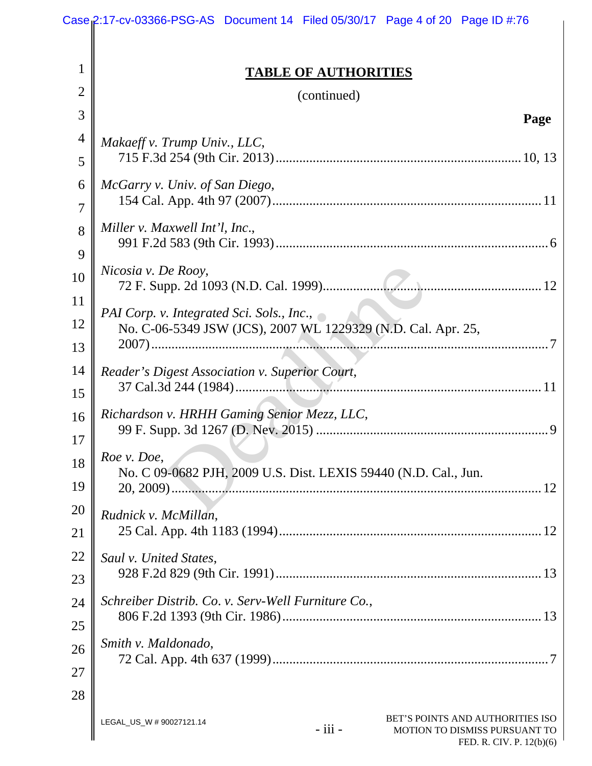## TABLE OF AUTHORITIES

(continued)

**Page**

*Makaeff v. Trump Univ., LLC*,
715 F.3d 254 (9th Cir. 2013) .......... 10, 13

*McGarry v. Univ. of San Diego*,
154 Cal. App. 4th 97 (2007) .......... 11

*Miller v. Maxwell Int'l, Inc.*,
991 F.2d 583 (9th Cir. 1993) .......... 6

*Nicosia v. De Rooy*,
72 F. Supp. 2d 1093 (N.D. Cal. 1999) .......... 12

*PAI Corp. v. Integrated Sci. Sols., Inc.*,
No. C-06-5349 JSW (JCS), 2007 WL 1229329 (N.D. Cal. Apr. 25, 2007) .......... 7

*Reader's Digest Association v. Superior Court*,
37 Cal.3d 244 (1984) .......... 11

*Richardson v. HRHH Gaming Senior Mezz, LLC*,
99 F. Supp. 3d 1267 (D. Nev. 2015) .......... 9

*Roe v. Doe*,
No. C 09-0682 PJH, 2009 U.S. Dist. LEXIS 59440 (N.D. Cal., Jun. 20, 2009) .......... 12

*Rudnick v. McMillan*,
25 Cal. App. 4th 1183 (1994) .......... 12

*Saul v. United States*,
928 F.2d 829 (9th Cir. 1991) .......... 13

*Schreiber Distrib. Co. v. Serv-Well Furniture Co.*,
806 F.2d 1393 (9th Cir. 1986) .......... 13

*Smith v. Maldonado*,
72 Cal. App. 4th 637 (1999) .......... 7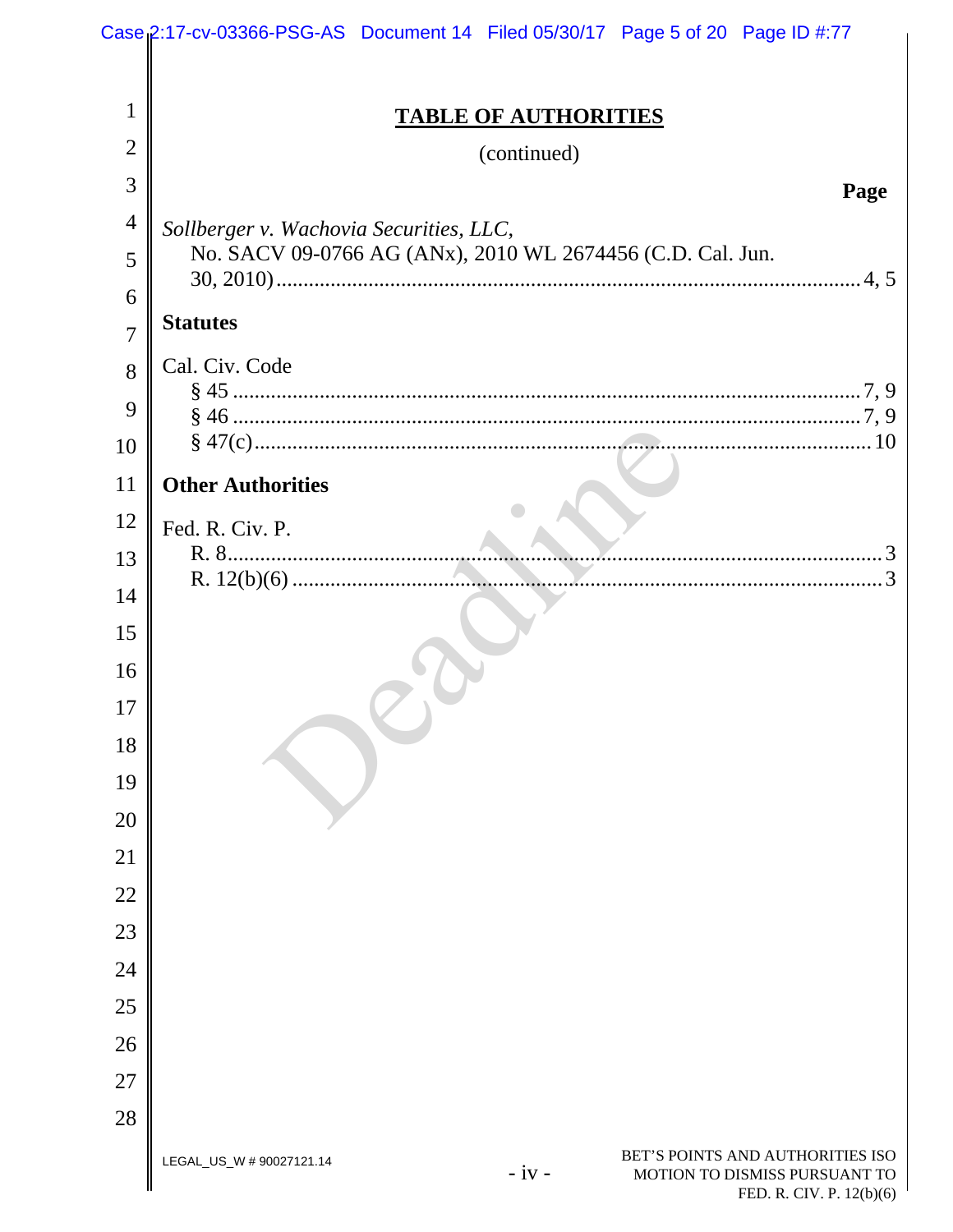## TABLE OF AUTHORITIES

(continued)

**Page**

*Sollberger v. Wachovia Securities, LLC*,
No. SACV 09-0766 AG (ANx), 2010 WL 2674456 (C.D. Cal. Jun. 30, 2010) .......... 4, 5

**Statutes**

Cal. Civ. Code
§ 45 .......... 7, 9
§ 46 .......... 7, 9
§ 47(c) .......... 10

**Other Authorities**

Fed. R. Civ. P.
R. 8 .......... 3
R. 12(b)(6) .......... 3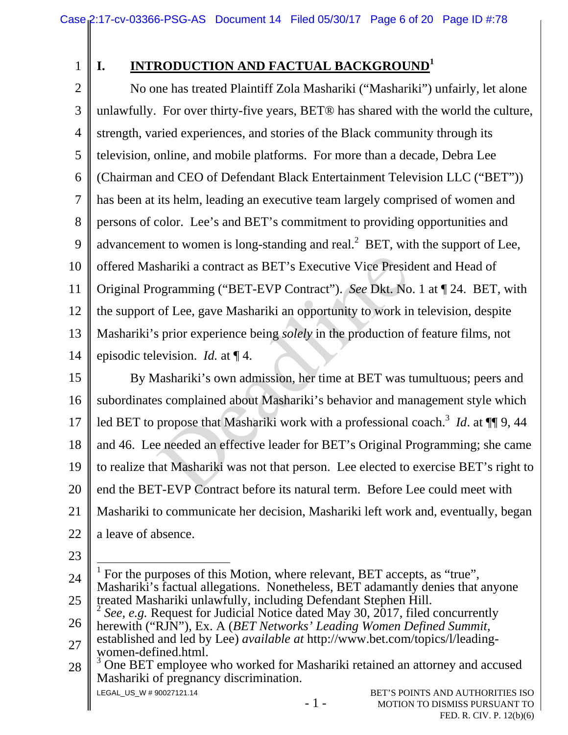## I. INTRODUCTION AND FACTUAL BACKGROUND[1]

No one has treated Plaintiff Zola Mashariki ("Mashariki") unfairly, let alone unlawfully. For over thirty-five years, BET® has shared with the world the culture, strength, varied experiences, and stories of the Black community through its television, online, and mobile platforms. For more than a decade, Debra Lee (Chairman and CEO of Defendant Black Entertainment Television LLC ("BET")) has been at its helm, leading an executive team largely comprised of women and persons of color. Lee's and BET's commitment to providing opportunities and advancement to women is long-standing and real.[2] BET, with the support of Lee, offered Mashariki a contract as BET's Executive Vice President and Head of Original Programming ("BET-EVP Contract"). *See* Dkt. No. 1 at ¶ 24. BET, with the support of Lee, gave Mashariki an opportunity to work in television, despite Mashariki's prior experience being *solely* in the production of feature films, not episodic television. *Id.* at ¶ 4.

By Mashariki's own admission, her time at BET was tumultuous; peers and subordinates complained about Mashariki's behavior and management style which led BET to propose that Mashariki work with a professional coach.[3] *Id*. at ¶¶ 9, 44 and 46. Lee needed an effective leader for BET's Original Programming; she came to realize that Mashariki was not that person. Lee elected to exercise BET's right to end the BET-EVP Contract before its natural term. Before Lee could meet with Mashariki to communicate her decision, Mashariki left work and, eventually, began a leave of absence.

---

[1] For the purposes of this Motion, where relevant, BET accepts, as "true", Mashariki's factual allegations. Nonetheless, BET adamantly denies that anyone treated Mashariki unlawfully, including Defendant Stephen Hill.

[2] *See, e.g.* Request for Judicial Notice dated May 30, 2017, filed concurrently herewith ("RJN"), Ex. A (*BET Networks' Leading Women Defined Summit*, established and led by Lee) *available at* http://www.bet.com/topics/l/leading-women-defined.html.

[3] One BET employee who worked for Mashariki retained an attorney and accused Mashariki of pregnancy discrimination.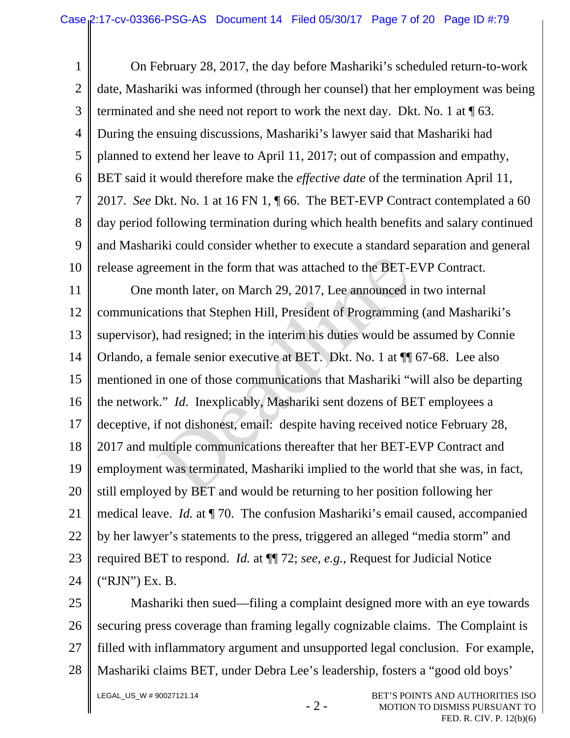On February 28, 2017, the day before Mashariki's scheduled return-to-work date, Mashariki was informed (through her counsel) that her employment was being terminated and she need not report to work the next day. Dkt. No. 1 at ¶ 63. During the ensuing discussions, Mashariki's lawyer said that Mashariki had planned to extend her leave to April 11, 2017; out of compassion and empathy, BET said it would therefore make the *effective date* of the termination April 11, 2017. *See* Dkt. No. 1 at 16 FN 1, ¶ 66. The BET-EVP Contract contemplated a 60 day period following termination during which health benefits and salary continued and Mashariki could consider whether to execute a standard separation and general release agreement in the form that was attached to the BET-EVP Contract.

One month later, on March 29, 2017, Lee announced in two internal communications that Stephen Hill, President of Programming (and Mashariki's supervisor), had resigned; in the interim his duties would be assumed by Connie Orlando, a female senior executive at BET. Dkt. No. 1 at ¶¶ 67-68. Lee also mentioned in one of those communications that Mashariki "will also be departing the network." *Id*. Inexplicably, Mashariki sent dozens of BET employees a deceptive, if not dishonest, email: despite having received notice February 28, 2017 and multiple communications thereafter that her BET-EVP Contract and employment was terminated, Mashariki implied to the world that she was, in fact, still employed by BET and would be returning to her position following her medical leave. *Id.* at ¶ 70. The confusion Mashariki's email caused, accompanied by her lawyer's statements to the press, triggered an alleged "media storm" and required BET to respond. *Id.* at ¶¶ 72; *see, e.g.*, Request for Judicial Notice ("RJN") Ex. B.

Mashariki then sued—filing a complaint designed more with an eye towards securing press coverage than framing legally cognizable claims. The Complaint is filled with inflammatory argument and unsupported legal conclusion. For example, Mashariki claims BET, under Debra Lee's leadership, fosters a "good old boys'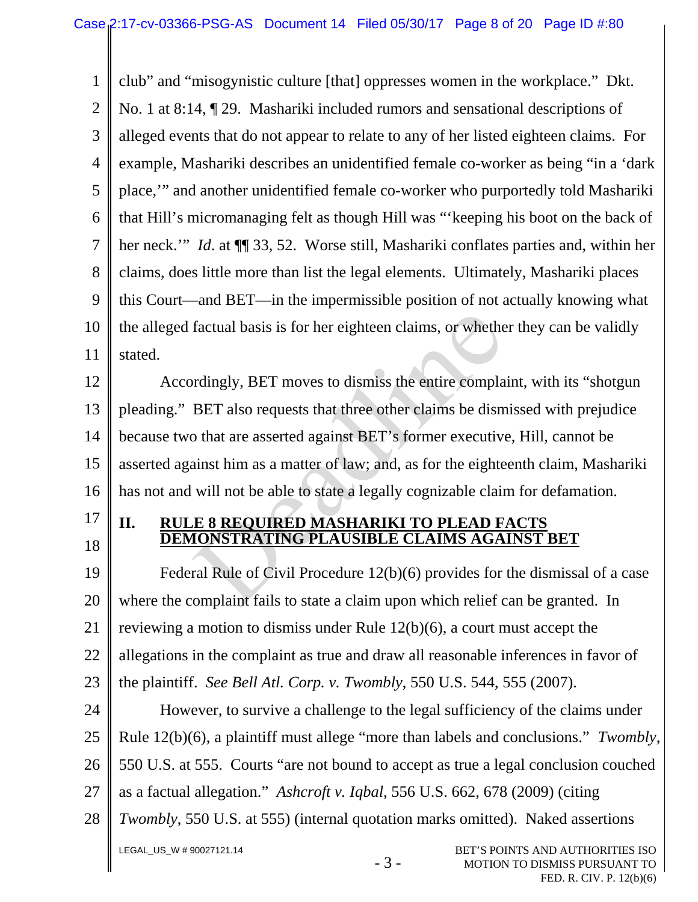club" and "misogynistic culture [that] oppresses women in the workplace." Dkt. No. 1 at 8:14, ¶ 29. Masshariki included rumors and sensational descriptions of alleged events that do not appear to relate to any of her listed eighteen claims. For example, Masshariki describes an unidentified female co-worker as being "in a 'dark place,'" and another unidentified female co-worker who purportedly told Masshariki that Hill's micromanaging felt as though Hill was "'keeping his boot on the back of her neck.'" *Id.* at ¶¶ 33, 52. Worse still, Masshariki conflates parties and, within her claims, does little more than list the legal elements. Ultimately, Masshariki places this Court—and BET—in the impermissible position of not actually knowing what the alleged factual basis is for her eighteen claims, or whether they can be validly stated.

Accordingly, BET moves to dismiss the entire complaint, with its "shotgun pleading." BET also requests that three other claims be dismissed with prejudice because two that are asserted against BET's former executive, Hill, cannot be asserted against him as a matter of law; and, as for the eighteenth claim, Masshariki has not and will not be able to state a legally cognizable claim for defamation.

## II. RULE 8 REQUIRED MASHARIKI TO PLEAD FACTS DEMONSTRATING PLAUSIBLE CLAIMS AGAINST BET

Federal Rule of Civil Procedure 12(b)(6) provides for the dismissal of a case where the complaint fails to state a claim upon which relief can be granted. In reviewing a motion to dismiss under Rule 12(b)(6), a court must accept the allegations in the complaint as true and draw all reasonable inferences in favor of the plaintiff. *See Bell Atl. Corp. v. Twombly*, 550 U.S. 544, 555 (2007).

However, to survive a challenge to the legal sufficiency of the claims under Rule 12(b)(6), a plaintiff must allege "more than labels and conclusions." *Twombly*, 550 U.S. at 555. Courts "are not bound to accept as true a legal conclusion couched as a factual allegation." *Ashcroft v. Iqbal*, 556 U.S. 662, 678 (2009) (citing *Twombly*, 550 U.S. at 555) (internal quotation marks omitted). Naked assertions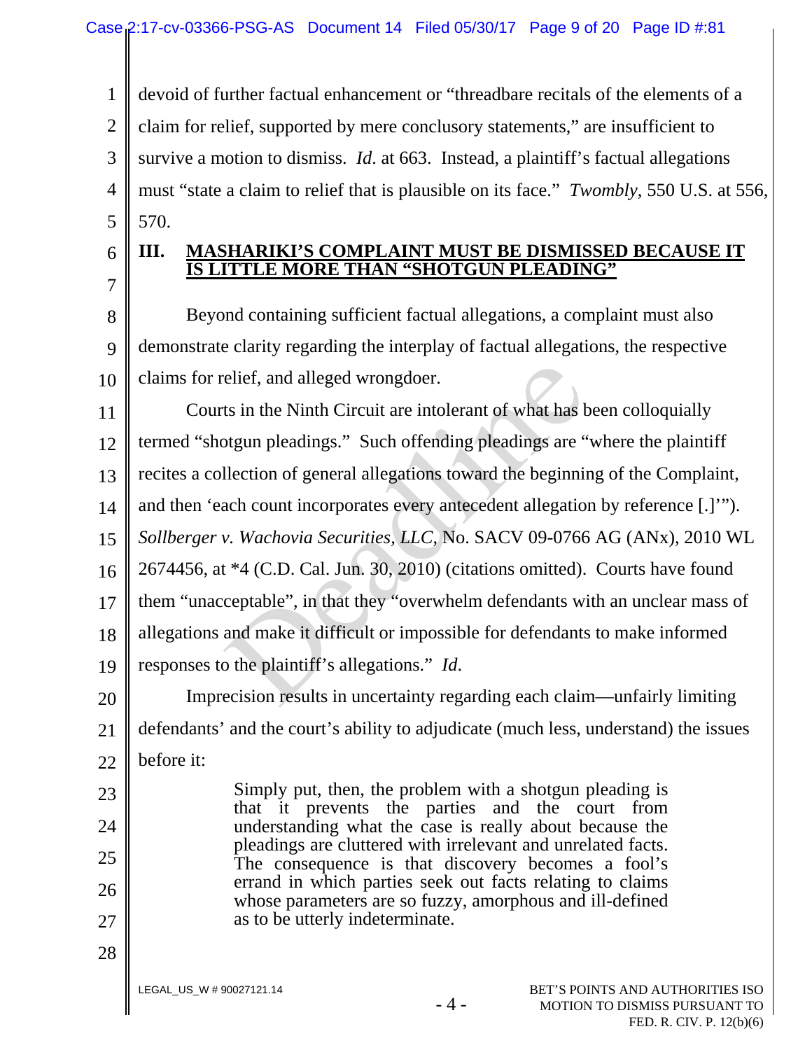devoid of further factual enhancement or "threadbare recitals of the elements of a claim for relief, supported by mere conclusory statements," are insufficient to survive a motion to dismiss. *Id.* at 663. Instead, a plaintiff's factual allegations must "state a claim to relief that is plausible on its face." *Twombly*, 550 U.S. at 556, 570.

## III. MASHARIKI'S COMPLAINT MUST BE DISMISSED BECAUSE IT IS LITTLE MORE THAN "SHOTGUN PLEADING"

Beyond containing sufficient factual allegations, a complaint must also demonstrate clarity regarding the interplay of factual allegations, the respective claims for relief, and alleged wrongdoer.

Courts in the Ninth Circuit are intolerant of what has been colloquially termed "shotgun pleadings." Such offending pleadings are "where the plaintiff recites a collection of general allegations toward the beginning of the Complaint, and then 'each count incorporates every antecedent allegation by reference [.]'"). *Sollberger v. Wachovia Securities, LLC*, No. SACV 09-0766 AG (ANx), 2010 WL 2674456, at *4 (C.D. Cal. Jun. 30, 2010) (citations omitted). Courts have found them "unacceptable", in that they "overwhelm defendants with an unclear mass of allegations and make it difficult or impossible for defendants to make informed responses to the plaintiff's allegations." *Id.*

Imprecision results in uncertainty regarding each claim—unfairly limiting defendants' and the court's ability to adjudicate (much less, understand) the issues before it:

> Simply put, then, the problem with a shotgun pleading is that it prevents the parties and the court from understanding what the case is really about because the pleadings are cluttered with irrelevant and unrelated facts. The consequence is that discovery becomes a fool's errand in which parties seek out facts relating to claims whose parameters are so fuzzy, amorphous and ill-defined as to be utterly indeterminate.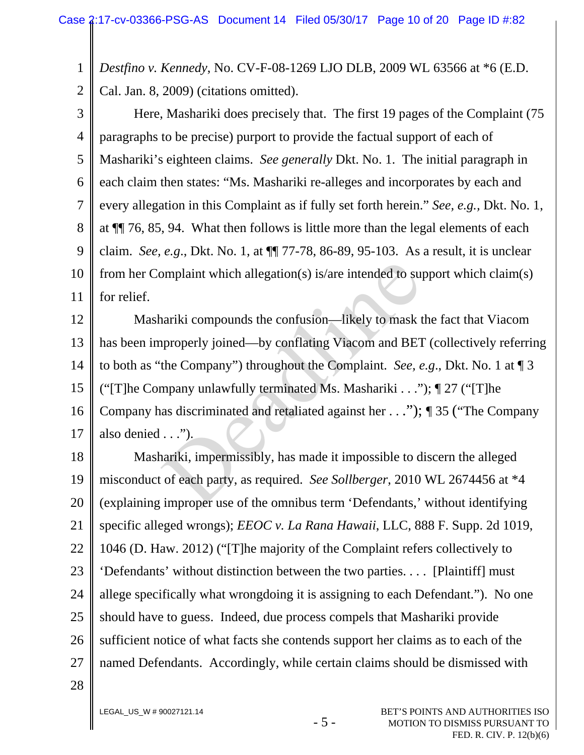*Destfino v. Kennedy*, No. CV-F-08-1269 LJO DLB, 2009 WL 63566 at *6 (E.D. Cal. Jan. 8, 2009) (citations omitted).

Here, Mashariki does precisely that. The first 19 pages of the Complaint (75 paragraphs to be precise) purport to provide the factual support of each of Mashariki's eighteen claims. *See generally* Dkt. No. 1. The initial paragraph in each claim then states: "Ms. Mashariki re-alleges and incorporates by each and every allegation in this Complaint as if fully set forth herein." *See, e.g.*, Dkt. No. 1, at ¶¶ 76, 85, 94. What then follows is little more than the legal elements of each claim. *See, e.g.*, Dkt. No. 1, at ¶¶ 77-78, 86-89, 95-103. As a result, it is unclear from her Complaint which allegation(s) is/are intended to support which claim(s) for relief.

Mashariki compounds the confusion—likely to mask the fact that Viacom has been improperly joined—by conflating Viacom and BET (collectively referring to both as "the Company") throughout the Complaint. *See, e.g.*, Dkt. No. 1 at ¶ 3 ("[T]he Company unlawfully terminated Ms. Mashariki . . ."); ¶ 27 ("[T]he Company has discriminated and retaliated against her . . ."); ¶ 35 ("The Company also denied . . .").

Mashariki, impermissibly, has made it impossible to discern the alleged misconduct of each party, as required. *See Sollberger*, 2010 WL 2674456 at *4 (explaining improper use of the omnibus term 'Defendants,' without identifying specific alleged wrongs); *EEOC v. La Rana Hawaii*, LLC, 888 F. Supp. 2d 1019, 1046 (D. Haw. 2012) ("[T]he majority of the Complaint refers collectively to 'Defendants' without distinction between the two parties. . . . [Plaintiff] must allege specifically what wrongdoing it is assigning to each Defendant."). No one should have to guess. Indeed, due process compels that Mashariki provide sufficient notice of what facts she contends support her claims as to each of the named Defendants. Accordingly, while certain claims should be dismissed with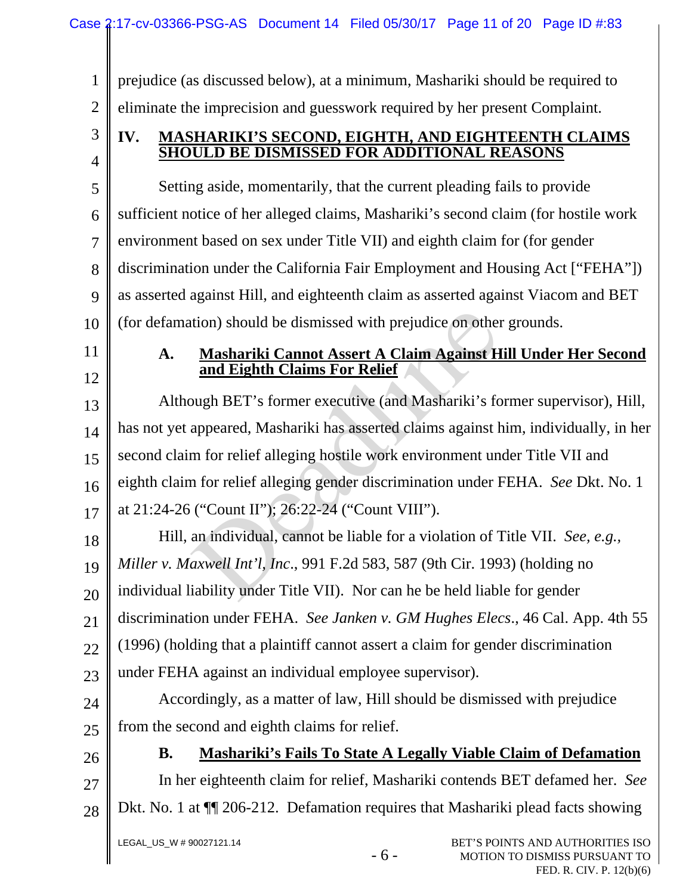prejudice (as discussed below), at a minimum, Mashariki should be required to eliminate the imprecision and guesswork required by her present Complaint.

## IV. MASHARIKI'S SECOND, EIGHTH, AND EIGHTEENTH CLAIMS SHOULD BE DISMISSED FOR ADDITIONAL REASONS

Setting aside, momentarily, that the current pleading fails to provide sufficient notice of her alleged claims, Mashariki's second claim (for hostile work environment based on sex under Title VII) and eighth claim for (for gender discrimination under the California Fair Employment and Housing Act ["FEHA"]) as asserted against Hill, and eighteenth claim as asserted against Viacom and BET (for defamation) should be dismissed with prejudice on other grounds.

### A. Mashariki Cannot Assert A Claim Against Hill Under Her Second and Eighth Claims For Relief

Although BET's former executive (and Mashariki's former supervisor), Hill, has not yet appeared, Mashariki has asserted claims against him, individually, in her second claim for relief alleging hostile work environment under Title VII and eighth claim for relief alleging gender discrimination under FEHA. *See* Dkt. No. 1 at 21:24-26 ("Count II"); 26:22-24 ("Count VIII").

Hill, an individual, cannot be liable for a violation of Title VII. *See, e.g., Miller v. Maxwell Int'l, Inc*., 991 F.2d 583, 587 (9th Cir. 1993) (holding no individual liability under Title VII). Nor can he be held liable for gender discrimination under FEHA. *See Janken v. GM Hughes Elecs*., 46 Cal. App. 4th 55 (1996) (holding that a plaintiff cannot assert a claim for gender discrimination under FEHA against an individual employee supervisor).

Accordingly, as a matter of law, Hill should be dismissed with prejudice from the second and eighth claims for relief.

### B. Mashariki's Fails To State A Legally Viable Claim of Defamation

In her eighteenth claim for relief, Mashariki contends BET defamed her. *See* Dkt. No. 1 at ¶¶ 206-212. Defamation requires that Mashariki plead facts showing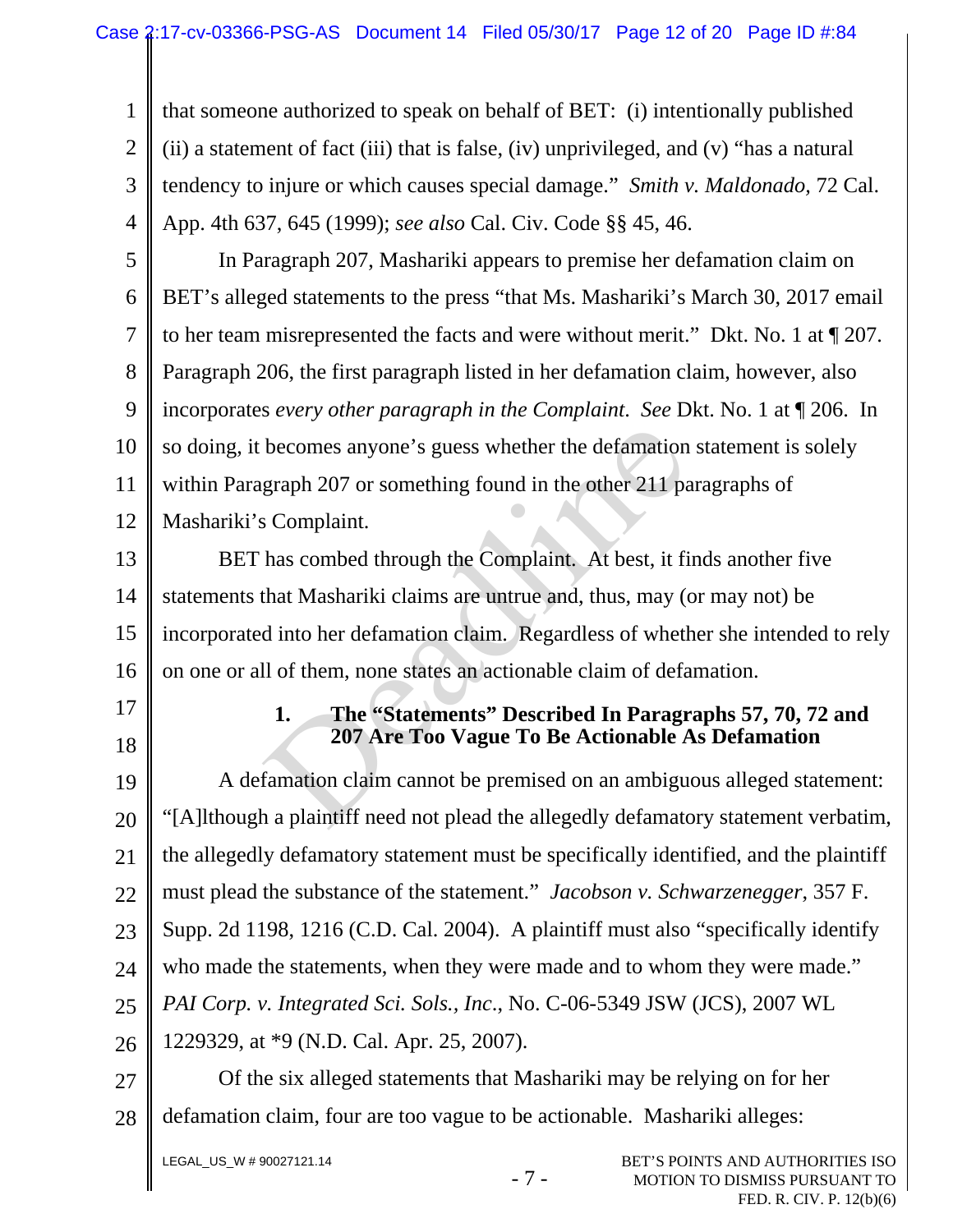that someone authorized to speak on behalf of BET: (i) intentionally published (ii) a statement of fact (iii) that is false, (iv) unprivileged, and (v) "has a natural tendency to injure or which causes special damage." *Smith v. Maldonado*, 72 Cal. App. 4th 637, 645 (1999); *see also* Cal. Civ. Code §§ 45, 46.

In Paragraph 207, Mashariki appears to premise her defamation claim on BET's alleged statements to the press "that Ms. Mashariki's March 30, 2017 email to her team misrepresented the facts and were without merit." Dkt. No. 1 at ¶ 207. Paragraph 206, the first paragraph listed in her defamation claim, however, also incorporates *every other paragraph in the Complaint*. *See* Dkt. No. 1 at ¶ 206. In so doing, it becomes anyone's guess whether the defamation statement is solely within Paragraph 207 or something found in the other 211 paragraphs of Mashariki's Complaint.

BET has combed through the Complaint. At best, it finds another five statements that Mashariki claims are untrue and, thus, may (or may not) be incorporated into her defamation claim. Regardless of whether she intended to rely on one or all of them, none states an actionable claim of defamation.

### 1. The "Statements" Described In Paragraphs 57, 70, 72 and 207 Are Too Vague To Be Actionable As Defamation

A defamation claim cannot be premised on an ambiguous alleged statement: "[A]lthough a plaintiff need not plead the allegedly defamatory statement verbatim, the allegedly defamatory statement must be specifically identified, and the plaintiff must plead the substance of the statement." *Jacobson v. Schwarzenegger*, 357 F. Supp. 2d 1198, 1216 (C.D. Cal. 2004). A plaintiff must also "specifically identify who made the statements, when they were made and to whom they were made." *PAI Corp. v. Integrated Sci. Sols., Inc.*, No. C-06-5349 JSW (JCS), 2007 WL 1229329, at *9 (N.D. Cal. Apr. 25, 2007).

Of the six alleged statements that Mashariki may be relying on for her defamation claim, four are too vague to be actionable. Mashariki alleges: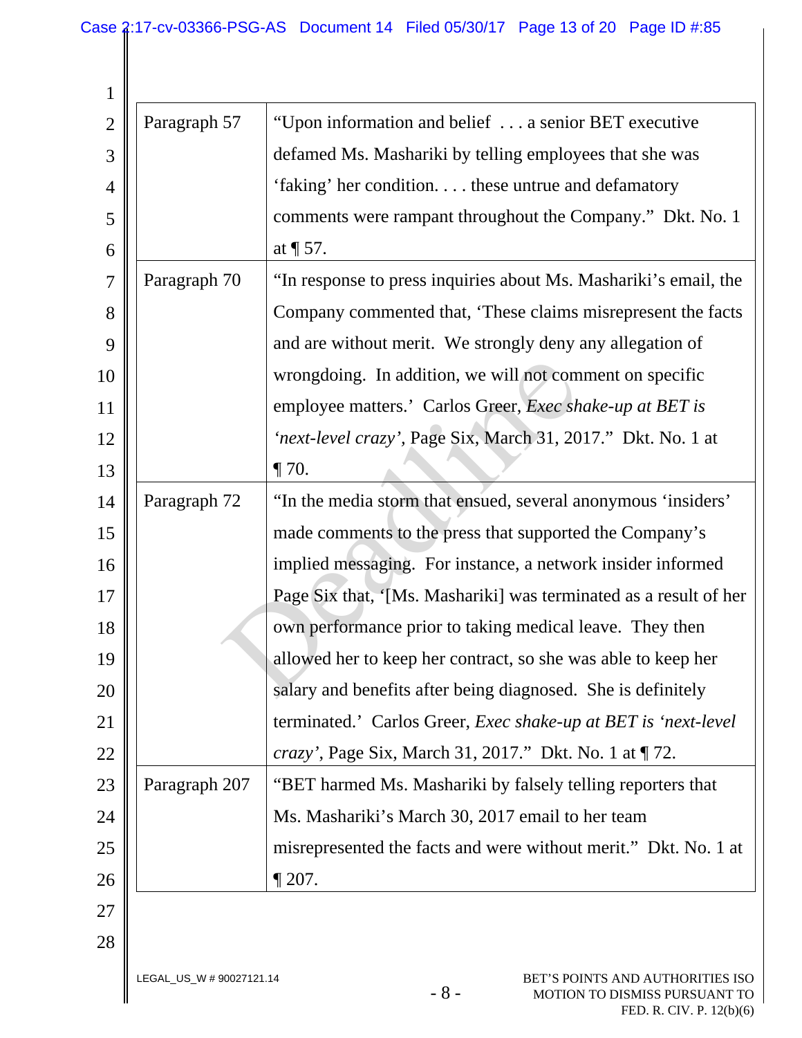| | |
|---|---|
| Paragraph 57 | "Upon information and belief . . . a senior BET executive defamed Ms. Mashariki by telling employees that she was 'faking' her condition. . . . these untrue and defamatory comments were rampant throughout the Company." Dkt. No. 1 at ¶ 57. |
| Paragraph 70 | "In response to press inquiries about Ms. Mashariki's email, the Company commented that, 'These claims misrepresent the facts and are without merit. We strongly deny any allegation of wrongdoing. In addition, we will not comment on specific employee matters.' Carlos Greer, *Exec shake-up at BET is 'next-level crazy'*, Page Six, March 31, 2017." Dkt. No. 1 at ¶ 70. |
| Paragraph 72 | "In the media storm that ensued, several anonymous 'insiders' made comments to the press that supported the Company's implied messaging. For instance, a network insider informed Page Six that, '[Ms. Mashariki] was terminated as a result of her own performance prior to taking medical leave. They then allowed her to keep her contract, so she was able to keep her salary and benefits after being diagnosed. She is definitely terminated.' Carlos Greer, *Exec shake-up at BET is 'next-level crazy'*, Page Six, March 31, 2017." Dkt. No. 1 at ¶ 72. |
| Paragraph 207 | "BET harmed Ms. Mashariki by falsely telling reporters that Ms. Mashariki's March 30, 2017 email to her team misrepresented the facts and were without merit." Dkt. No. 1 at ¶ 207. |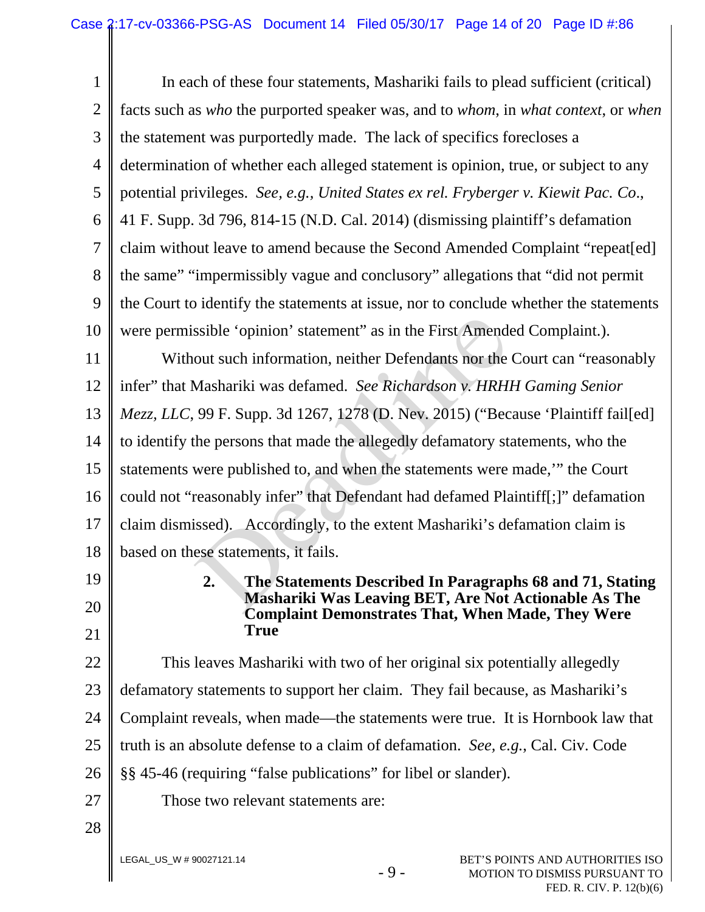In each of these four statements, Mashariki fails to plead sufficient (critical) facts such as *who* the purported speaker was, and to *whom*, in *what context*, or *when* the statement was purportedly made. The lack of specifics forecloses a determination of whether each alleged statement is opinion, true, or subject to any potential privileges. *See, e.g., United States ex rel. Fryberger v. Kiewit Pac. Co*., 41 F. Supp. 3d 796, 814-15 (N.D. Cal. 2014) (dismissing plaintiff's defamation claim without leave to amend because the Second Amended Complaint "repeat[ed] the same" "impermissibly vague and conclusory" allegations that "did not permit the Court to identify the statements at issue, nor to conclude whether the statements were permissible 'opinion' statement" as in the First Amended Complaint.).

Without such information, neither Defendants nor the Court can "reasonably infer" that Mashariki was defamed. *See Richardson v. HRHH Gaming Senior Mezz, LLC*, 99 F. Supp. 3d 1267, 1278 (D. Nev. 2015) ("Because 'Plaintiff fail[ed] to identify the persons that made the allegedly defamatory statements, who the statements were published to, and when the statements were made,'" the Court could not "reasonably infer" that Defendant had defamed Plaintiff[;]" defamation claim dismissed). Accordingly, to the extent Mashariki's defamation claim is based on these statements, it fails.

### 2. The Statements Described In Paragraphs 68 and 71, Stating Mashariki Was Leaving BET, Are Not Actionable As The Complaint Demonstrates That, When Made, They Were True

This leaves Mashariki with two of her original six potentially allegedly defamatory statements to support her claim. They fail because, as Mashariki's Complaint reveals, when made—the statements were true. It is Hornbook law that truth is an absolute defense to a claim of defamation. *See, e.g.*, Cal. Civ. Code §§ 45-46 (requiring "false publications" for libel or slander).

Those two relevant statements are: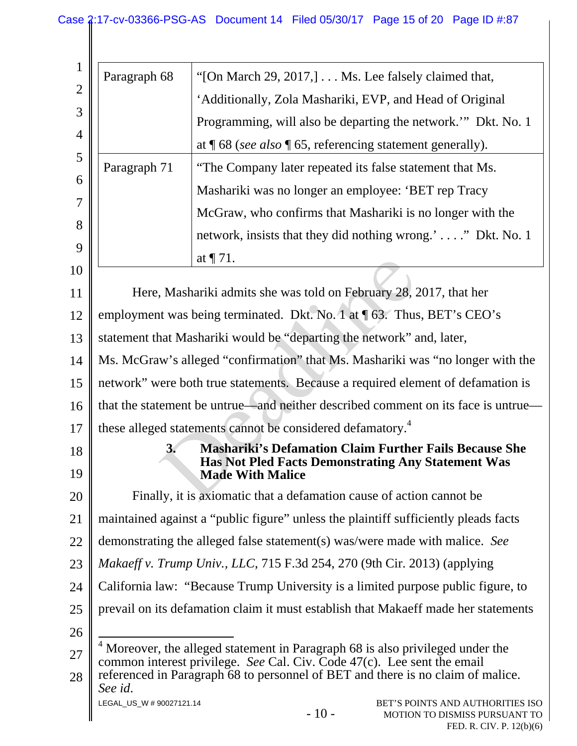| Paragraph 68 | "[On March 29, 2017,] . . . Ms. Lee falsely claimed that, 'Additionally, Zola Mashariki, EVP, and Head of Original Programming, will also be departing the network.'" Dkt. No. 1 at ¶ 68 (*see also* ¶ 65, referencing statement generally). |
|---|---|
| Paragraph 71 | "The Company later repeated its false statement that Ms. Mashariki was no longer an employee: 'BET rep Tracy McGraw, who confirms that Mashariki is no longer with the network, insists that they did nothing wrong.' . . . ." Dkt. No. 1 at ¶ 71. |

Here, Mashariki admits she was told on February 28, 2017, that her employment was being terminated. Dkt. No. 1 at ¶ 63. Thus, BET's CEO's statement that Mashariki would be "departing the network" and, later, Ms. McGraw's alleged "confirmation" that Ms. Mashariki was "no longer with the network" were both true statements. Because a required element of defamation is that the statement be untrue—and neither described comment on its face is untrue—these alleged statements cannot be considered defamatory.[4]

### 3. Mashariki's Defamation Claim Further Fails Because She Has Not Pled Facts Demonstrating Any Statement Was Made With Malice

Finally, it is axiomatic that a defamation cause of action cannot be maintained against a "public figure" unless the plaintiff sufficiently pleads facts demonstrating the alleged false statement(s) was/were made with malice. *See Makaeff v. Trump Univ., LLC*, 715 F.3d 254, 270 (9th Cir. 2013) (applying California law: "Because Trump University is a limited purpose public figure, to prevail on its defamation claim it must establish that Makaeff made her statements

---

[4] Moreover, the alleged statement in Paragraph 68 is also privileged under the common interest privilege. *See* Cal. Civ. Code 47(c). Lee sent the email referenced in Paragraph 68 to personnel of BET and there is no claim of malice. *See id*.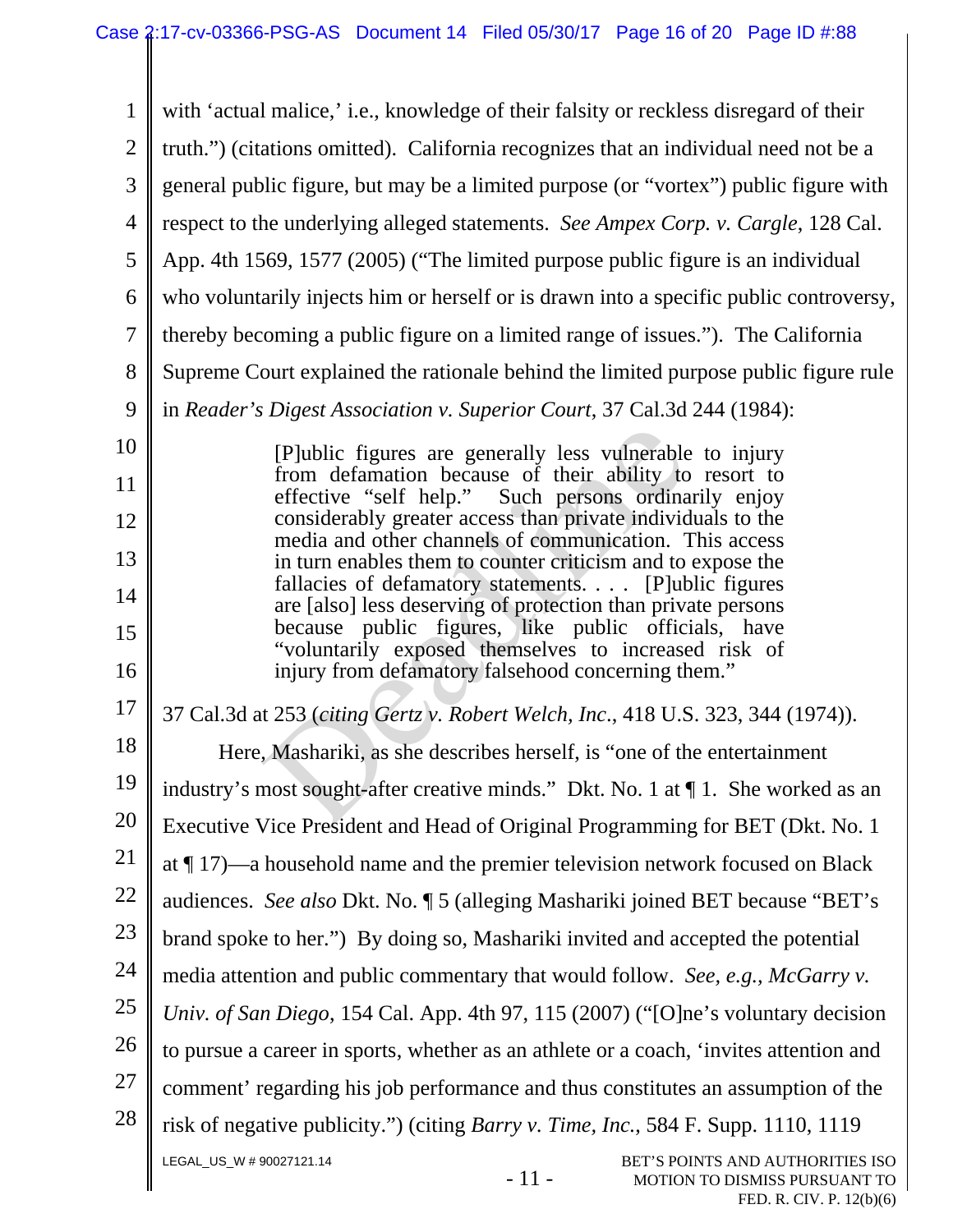with 'actual malice,' i.e., knowledge of their falsity or reckless disregard of their truth.") (citations omitted). California recognizes that an individual need not be a general public figure, but may be a limited purpose (or "vortex") public figure with respect to the underlying alleged statements. *See Ampex Corp. v. Cargle*, 128 Cal. App. 4th 1569, 1577 (2005) ("The limited purpose public figure is an individual who voluntarily injects him or herself or is drawn into a specific public controversy, thereby becoming a public figure on a limited range of issues."). The California Supreme Court explained the rationale behind the limited purpose public figure rule in *Reader's Digest Association v. Superior Court*, 37 Cal.3d 244 (1984):

> [P]ublic figures are generally less vulnerable to injury from defamation because of their ability to resort to effective "self help." Such persons ordinarily enjoy considerably greater access than private individuals to the media and other channels of communication. This access in turn enables them to counter criticism and to expose the fallacies of defamatory statements. . . . [P]ublic figures are [also] less deserving of protection than private persons because public figures, like public officials, have "voluntarily exposed themselves to increased risk of injury from defamatory falsehood concerning them."

37 Cal.3d at 253 (*citing Gertz v. Robert Welch, Inc*., 418 U.S. 323, 344 (1974)).

Here, Mashariki, as she describes herself, is "one of the entertainment industry's most sought-after creative minds." Dkt. No. 1 at ¶ 1. She worked as an Executive Vice President and Head of Original Programming for BET (Dkt. No. 1 at ¶ 17)—a household name and the premier television network focused on Black audiences. *See also* Dkt. No. ¶ 5 (alleging Mashariki joined BET because "BET's brand spoke to her.") By doing so, Mashariki invited and accepted the potential media attention and public commentary that would follow. *See, e.g., McGarry v. Univ. of San Diego*, 154 Cal. App. 4th 97, 115 (2007) ("[O]ne's voluntary decision to pursue a career in sports, whether as an athlete or a coach, 'invites attention and comment' regarding his job performance and thus constitutes an assumption of the risk of negative publicity.") (citing *Barry v. Time, Inc.*, 584 F. Supp. 1110, 1119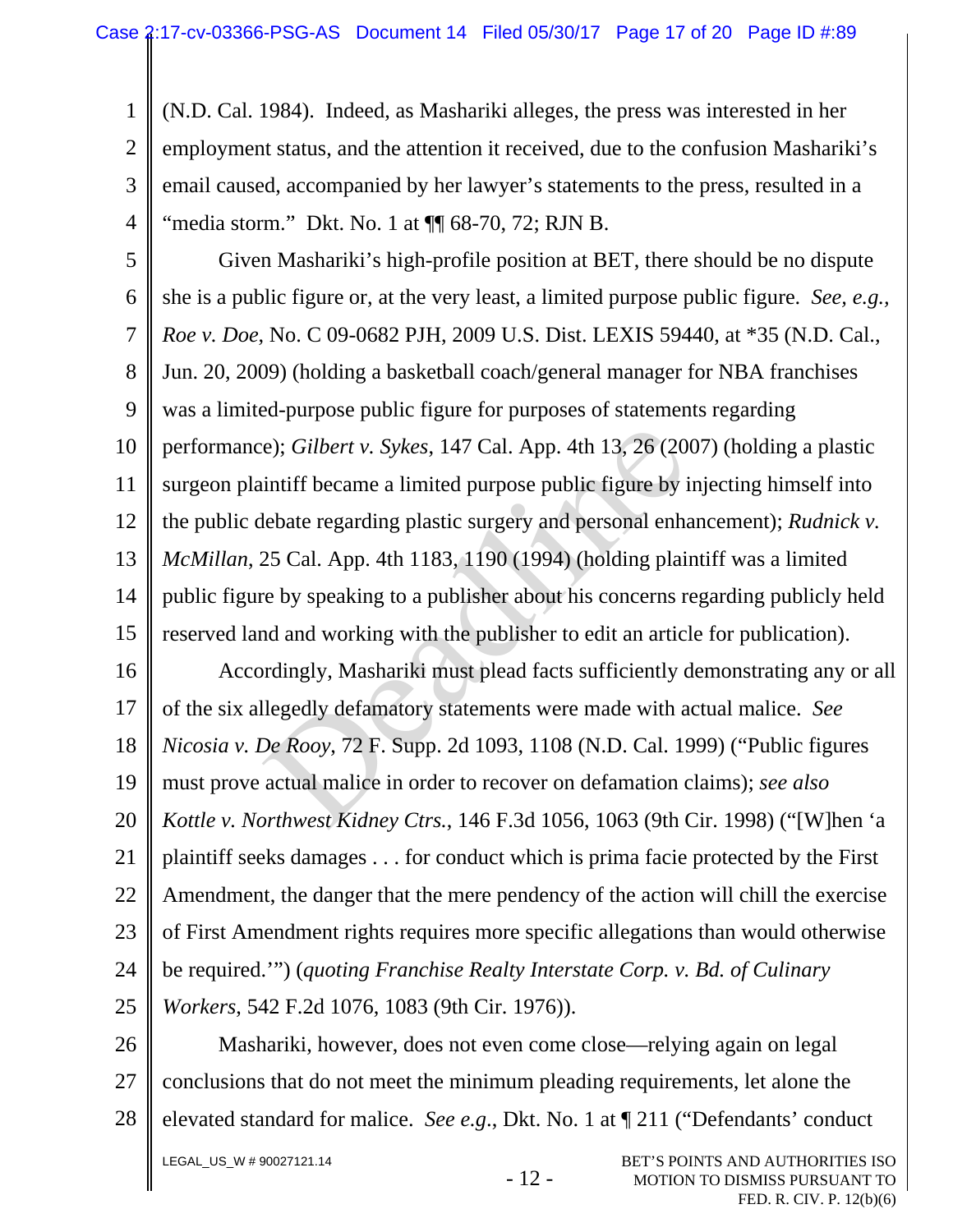(N.D. Cal. 1984). Indeed, as Mashariki alleges, the press was interested in her employment status, and the attention it received, due to the confusion Mashariki's email caused, accompanied by her lawyer's statements to the press, resulted in a "media storm." Dkt. No. 1 at ¶¶ 68-70, 72; RJN B.

Given Mashariki's high-profile position at BET, there should be no dispute she is a public figure or, at the very least, a limited purpose public figure. *See, e.g., Roe v. Doe*, No. C 09-0682 PJH, 2009 U.S. Dist. LEXIS 59440, at *35 (N.D. Cal., Jun. 20, 2009) (holding a basketball coach/general manager for NBA franchises was a limited-purpose public figure for purposes of statements regarding performance); *Gilbert v. Sykes*, 147 Cal. App. 4th 13, 26 (2007) (holding a plastic surgeon plaintiff became a limited purpose public figure by injecting himself into the public debate regarding plastic surgery and personal enhancement); *Rudnick v. McMillan*, 25 Cal. App. 4th 1183, 1190 (1994) (holding plaintiff was a limited public figure by speaking to a publisher about his concerns regarding publicly held reserved land and working with the publisher to edit an article for publication).

Accordingly, Mashariki must plead facts sufficiently demonstrating any or all of the six allegedly defamatory statements were made with actual malice. *See Nicosia v. De Rooy*, 72 F. Supp. 2d 1093, 1108 (N.D. Cal. 1999) ("Public figures must prove actual malice in order to recover on defamation claims); *see also Kottle v. Northwest Kidney Ctrs.*, 146 F.3d 1056, 1063 (9th Cir. 1998) ("[W]hen 'a plaintiff seeks damages . . . for conduct which is prima facie protected by the First Amendment, the danger that the mere pendency of the action will chill the exercise of First Amendment rights requires more specific allegations than would otherwise be required.'") (*quoting Franchise Realty Interstate Corp. v. Bd. of Culinary Workers*, 542 F.2d 1076, 1083 (9th Cir. 1976)).

Mashariki, however, does not even come close—relying again on legal conclusions that do not meet the minimum pleading requirements, let alone the elevated standard for malice. *See e.g.*, Dkt. No. 1 at ¶ 211 ("Defendants' conduct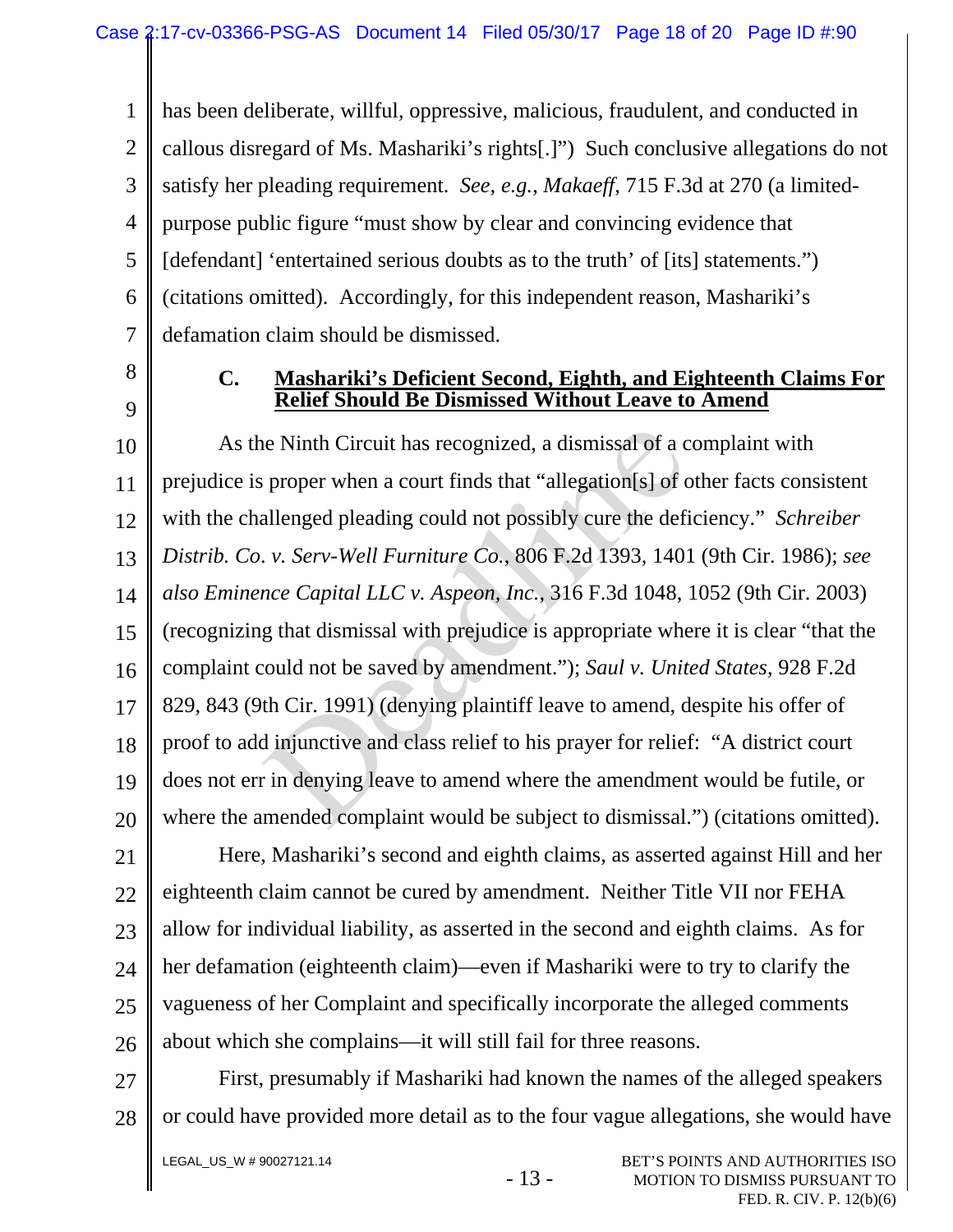has been deliberate, willful, oppressive, malicious, fraudulent, and conducted in callous disregard of Ms. Mashariki's rights[.]") Such conclusive allegations do not satisfy her pleading requirement. *See, e.g.*, *Makaeff*, 715 F.3d at 270 (a limited-purpose public figure "must show by clear and convincing evidence that [defendant] 'entertained serious doubts as to the truth' of [its] statements.") (citations omitted). Accordingly, for this independent reason, Mashariki's defamation claim should be dismissed.

### C. Mashariki's Deficient Second, Eighth, and Eighteenth Claims For Relief Should Be Dismissed Without Leave to Amend

As the Ninth Circuit has recognized, a dismissal of a complaint with prejudice is proper when a court finds that "allegation[s] of other facts consistent with the challenged pleading could not possibly cure the deficiency." *Schreiber Distrib. Co. v. Serv-Well Furniture Co.*, 806 F.2d 1393, 1401 (9th Cir. 1986); *see also Eminence Capital LLC v. Aspeon, Inc.*, 316 F.3d 1048, 1052 (9th Cir. 2003) (recognizing that dismissal with prejudice is appropriate where it is clear "that the complaint could not be saved by amendment."); *Saul v. United States*, 928 F.2d 829, 843 (9th Cir. 1991) (denying plaintiff leave to amend, despite his offer of proof to add injunctive and class relief to his prayer for relief: "A district court does not err in denying leave to amend where the amendment would be futile, or where the amended complaint would be subject to dismissal.") (citations omitted).

Here, Mashariki's second and eighth claims, as asserted against Hill and her eighteenth claim cannot be cured by amendment. Neither Title VII nor FEHA allow for individual liability, as asserted in the second and eighth claims. As for her defamation (eighteenth claim)—even if Mashariki were to try to clarify the vagueness of her Complaint and specifically incorporate the alleged comments about which she complains—it will still fail for three reasons.

First, presumably if Mashariki had known the names of the alleged speakers or could have provided more detail as to the four vague allegations, she would have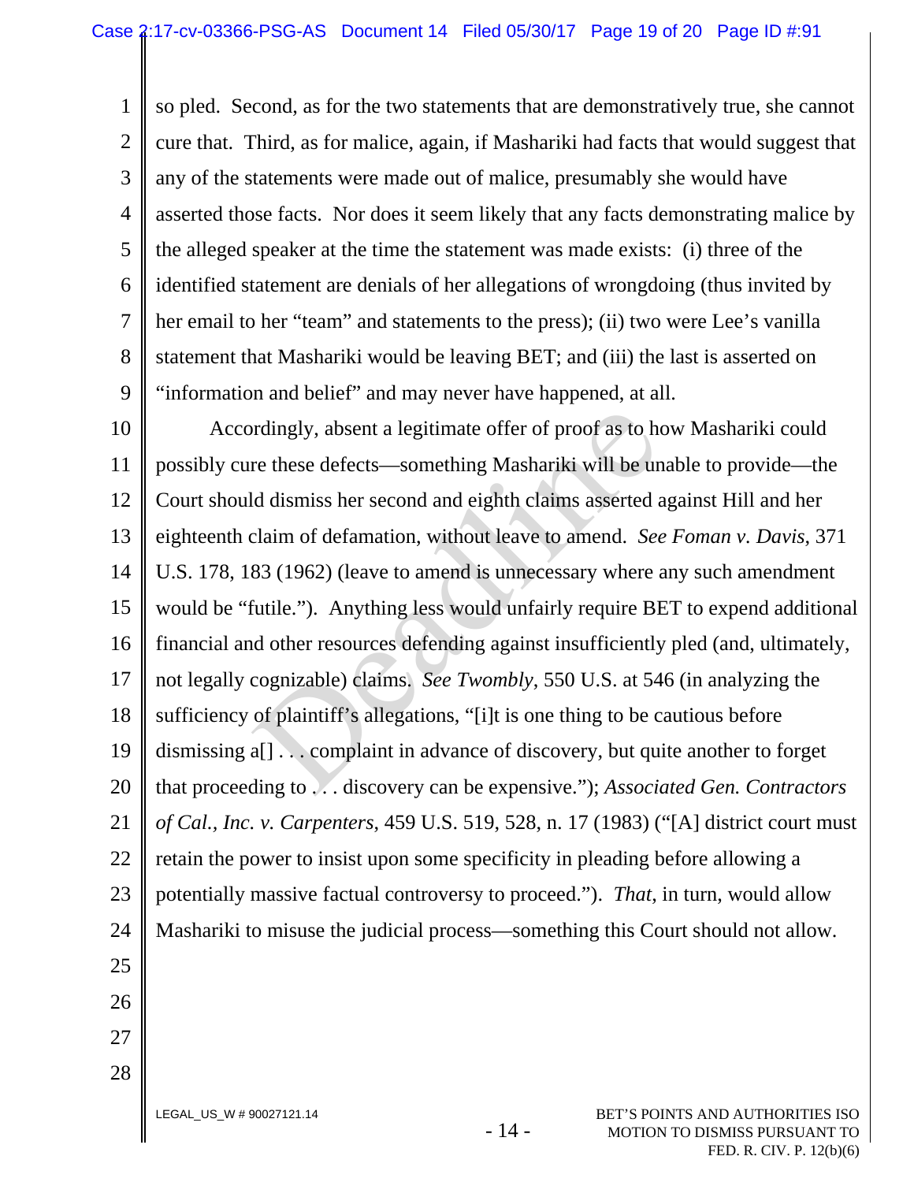so pled. Second, as for the two statements that are demonstratively true, she cannot cure that. Third, as for malice, again, if Mashariki had facts that would suggest that any of the statements were made out of malice, presumably she would have asserted those facts. Nor does it seem likely that any facts demonstrating malice by the alleged speaker at the time the statement was made exists: (i) three of the identified statement are denials of her allegations of wrongdoing (thus invited by her email to her "team" and statements to the press); (ii) two were Lee's vanilla statement that Mashariki would be leaving BET; and (iii) the last is asserted on "information and belief" and may never have happened, at all.

Accordingly, absent a legitimate offer of proof as to how Mashariki could possibly cure these defects—something Mashariki will be unable to provide—the Court should dismiss her second and eighth claims asserted against Hill and her eighteenth claim of defamation, without leave to amend. *See Foman v. Davis*, 371 U.S. 178, 183 (1962) (leave to amend is unnecessary where any such amendment would be "futile."). Anything less would unfairly require BET to expend additional financial and other resources defending against insufficiently pled (and, ultimately, not legally cognizable) claims. *See Twombly*, 550 U.S. at 546 (in analyzing the sufficiency of plaintiff's allegations, "[i]t is one thing to be cautious before dismissing a[] . . . complaint in advance of discovery, but quite another to forget that proceeding to . . . discovery can be expensive."); *Associated Gen. Contractors of Cal., Inc. v. Carpenters*, 459 U.S. 519, 528, n. 17 (1983) ("[A] district court must retain the power to insist upon some specificity in pleading before allowing a potentially massive factual controversy to proceed."). *That*, in turn, would allow Mashariki to misuse the judicial process—something this Court should not allow.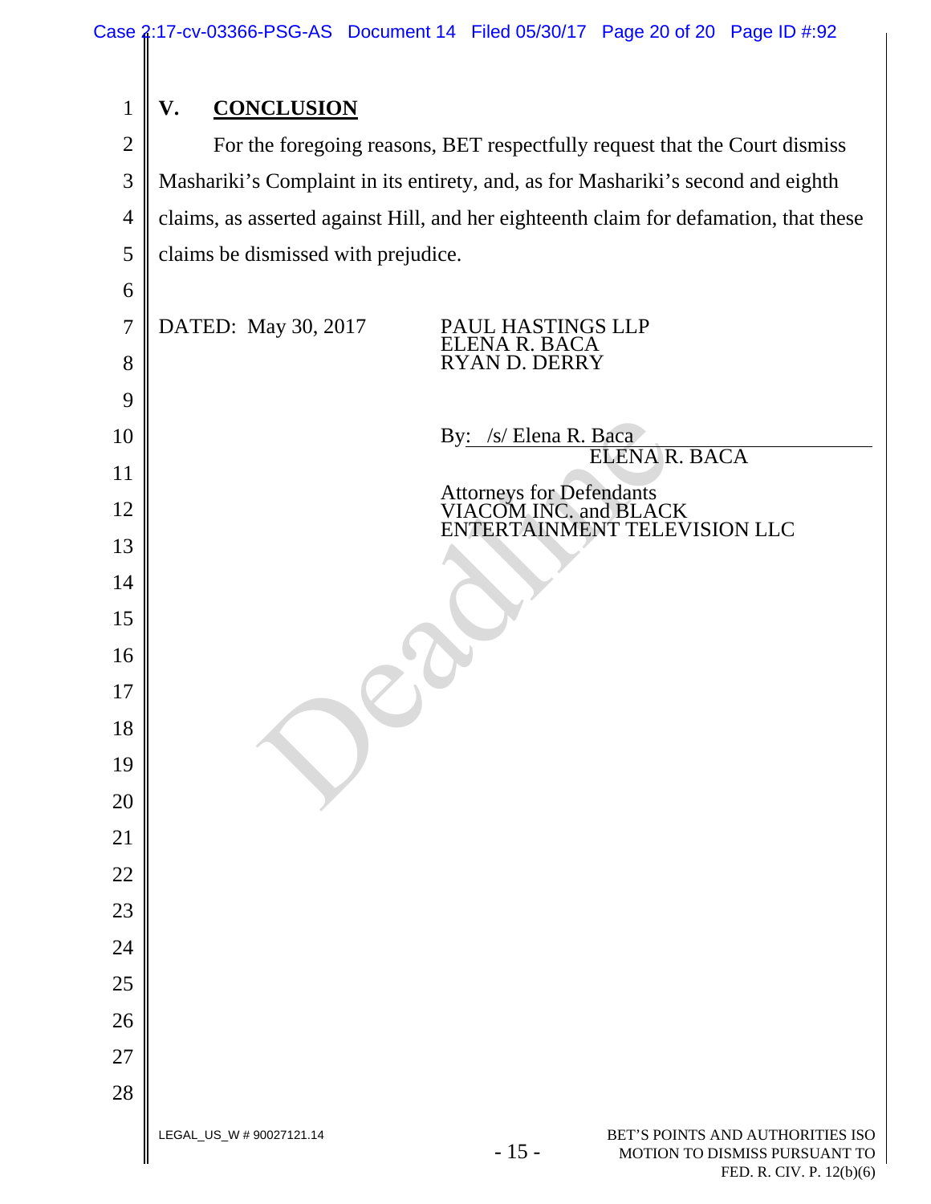## V. CONCLUSION

For the foregoing reasons, BET respectfully request that the Court dismiss Mashariki's Complaint in its entirety, and, as for Mashariki's second and eighth claims, as asserted against Hill, and her eighteenth claim for defamation, that these claims be dismissed with prejudice.

DATED: May 30, 2017

PAUL HASTINGS LLP
ELENA R. BACA
RYAN D. DERRY

By: /s/ Elena R. Baca
ELENA R. BACA

Attorneys for Defendants
VIACOM INC. and BLACK ENTERTAINMENT TELEVISION LLC